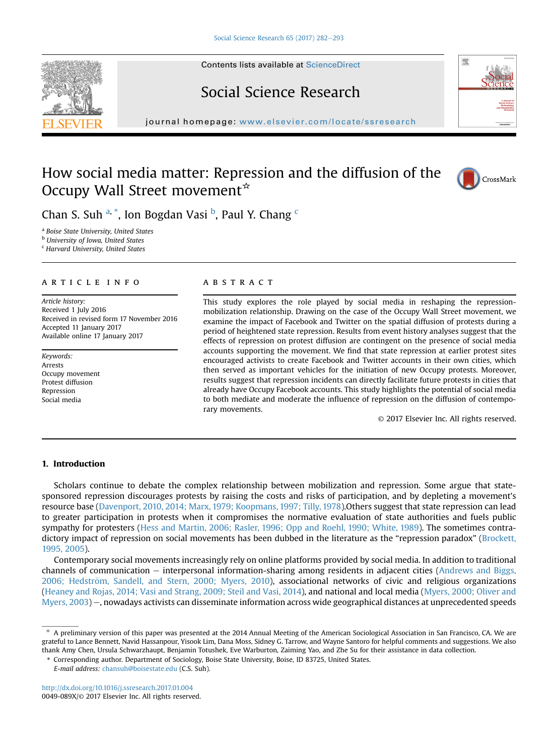# How social media matter: Repression and the diffusion of the Occupy Wall Street movement☆

Chan S. Suh [a,*], Ion Bogdan Vasi [b], Paul Y. Chang [c]

[a] Boise State University, United States
[b] University of Iowa, United States
[c] Harvard University, United States

## ARTICLE INFO

*Article history:*
Received 1 July 2016
Received in revised form 17 November 2016
Accepted 11 January 2017
Available online 17 January 2017

*Keywords:*
Arrests
Occupy movement
Protest diffusion
Repression
Social media

## ABSTRACT

This study explores the role played by social media in reshaping the repression-mobilization relationship. Drawing on the case of the Occupy Wall Street movement, we examine the impact of Facebook and Twitter on the spatial diffusion of protests during a period of heightened state repression. Results from event history analyses suggest that the effects of repression on protest diffusion are contingent on the presence of social media accounts supporting the movement. We find that state repression at earlier protest sites encouraged activists to create Facebook and Twitter accounts in their own cities, which then served as important vehicles for the initiation of new Occupy protests. Moreover, results suggest that repression incidents can directly facilitate future protests in cities that already have Occupy Facebook accounts. This study highlights the potential of social media to both mediate and moderate the influence of repression on the diffusion of contemporary movements.

© 2017 Elsevier Inc. All rights reserved.

## 1. Introduction

Scholars continue to debate the complex relationship between mobilization and repression. Some argue that state-sponsored repression discourages protests by raising the costs and risks of participation, and by depleting a movement's resource base (Davenport, 2010, 2014; Marx, 1979; Koopmans, 1997; Tilly, 1978).Others suggest that state repression can lead to greater participation in protests when it compromises the normative evaluation of state authorities and fuels public sympathy for protesters (Hess and Martin, 2006; Rasler, 1996; Opp and Roehl, 1990; White, 1989). The sometimes contradictory impact of repression on social movements has been dubbed in the literature as the "repression paradox" (Brockett, 1995, 2005).

Contemporary social movements increasingly rely on online platforms provided by social media. In addition to traditional channels of communication – interpersonal information-sharing among residents in adjacent cities (Andrews and Biggs, 2006; Hedström, Sandell, and Stern, 2000; Myers, 2010), associational networks of civic and religious organizations (Heaney and Rojas, 2014; Vasi and Strang, 2009; Steil and Vasi, 2014), and national and local media (Myers, 2000; Oliver and Myers, 2003) –, nowadays activists can disseminate information across wide geographical distances at unprecedented speeds

☆ A preliminary version of this paper was presented at the 2014 Annual Meeting of the American Sociological Association in San Francisco, CA. We are grateful to Lance Bennett, Navid Hassanpour, Yisook Lim, Dana Moss, Sidney G. Tarrow, and Wayne Santoro for helpful comments and suggestions. We also thank Amy Chen, Ursula Schwarzhaupt, Benjamin Totushek, Eve Warburton, Zaiming Yao, and Zhe Su for their assistance in data collection.

\* Corresponding author. Department of Sociology, Boise State University, Boise, ID 83725, United States.
*E-mail address:* chansuh@boisestate.edu (C.S. Suh).

http://dx.doi.org/10.1016/j.ssresearch.2017.01.004
0049-089X/© 2017 Elsevier Inc. All rights reserved.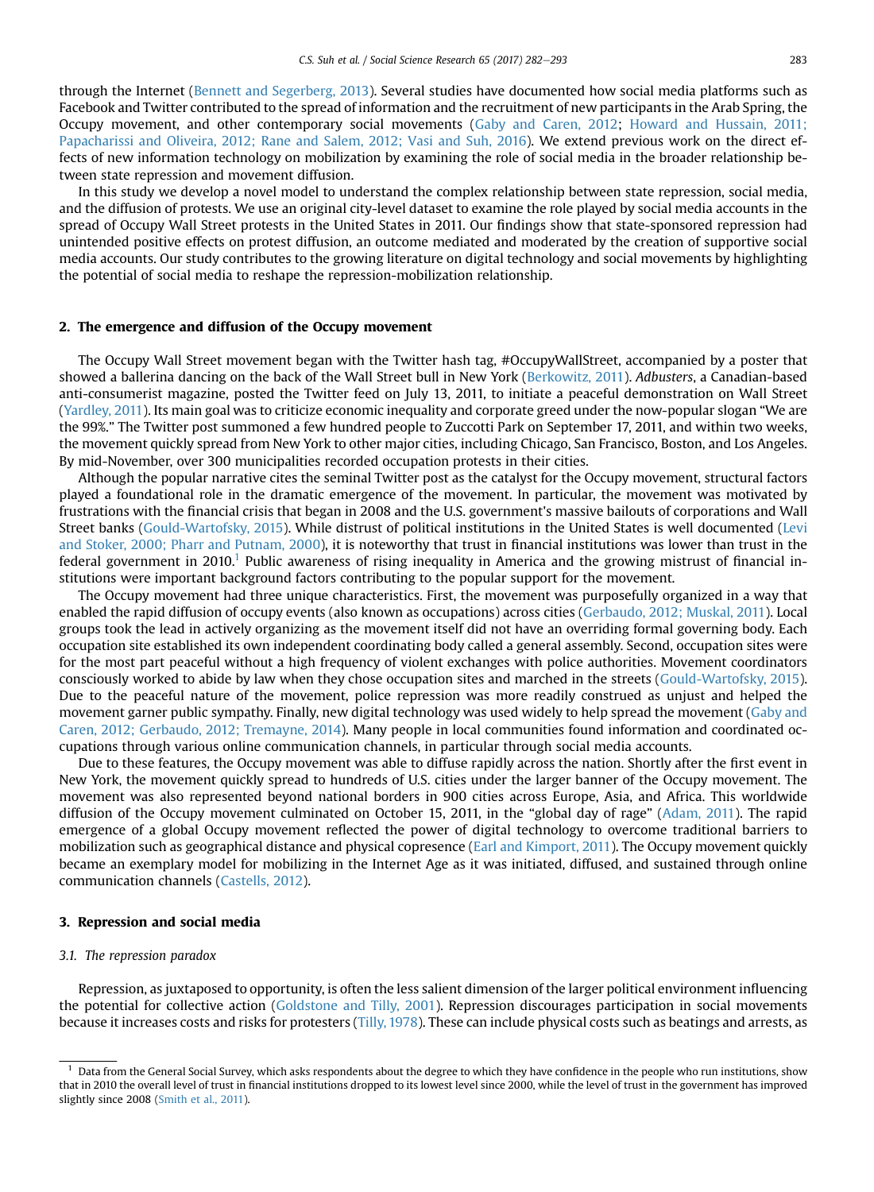through the Internet (Bennett and Segerberg, 2013). Several studies have documented how social media platforms such as Facebook and Twitter contributed to the spread of information and the recruitment of new participants in the Arab Spring, the Occupy movement, and other contemporary social movements (Gaby and Caren, 2012; Howard and Hussain, 2011; Papacharissi and Oliveira, 2012; Rane and Salem, 2012; Vasi and Suh, 2016). We extend previous work on the direct effects of new information technology on mobilization by examining the role of social media in the broader relationship between state repression and movement diffusion.

In this study we develop a novel model to understand the complex relationship between state repression, social media, and the diffusion of protests. We use an original city-level dataset to examine the role played by social media accounts in the spread of Occupy Wall Street protests in the United States in 2011. Our findings show that state-sponsored repression had unintended positive effects on protest diffusion, an outcome mediated and moderated by the creation of supportive social media accounts. Our study contributes to the growing literature on digital technology and social movements by highlighting the potential of social media to reshape the repression-mobilization relationship.

## 2. The emergence and diffusion of the Occupy movement

The Occupy Wall Street movement began with the Twitter hash tag, #OccupyWallStreet, accompanied by a poster that showed a ballerina dancing on the back of the Wall Street bull in New York (Berkowitz, 2011). *Adbusters*, a Canadian-based anti-consumerist magazine, posted the Twitter feed on July 13, 2011, to initiate a peaceful demonstration on Wall Street (Yardley, 2011). Its main goal was to criticize economic inequality and corporate greed under the now-popular slogan "We are the 99%." The Twitter post summoned a few hundred people to Zuccotti Park on September 17, 2011, and within two weeks, the movement quickly spread from New York to other major cities, including Chicago, San Francisco, Boston, and Los Angeles. By mid-November, over 300 municipalities recorded occupation protests in their cities.

Although the popular narrative cites the seminal Twitter post as the catalyst for the Occupy movement, structural factors played a foundational role in the dramatic emergence of the movement. In particular, the movement was motivated by frustrations with the financial crisis that began in 2008 and the U.S. government's massive bailouts of corporations and Wall Street banks (Gould-Wartofsky, 2015). While distrust of political institutions in the United States is well documented (Levi and Stoker, 2000; Pharr and Putnam, 2000), it is noteworthy that trust in financial institutions was lower than trust in the federal government in 2010.[1] Public awareness of rising inequality in America and the growing mistrust of financial institutions were important background factors contributing to the popular support for the movement.

The Occupy movement had three unique characteristics. First, the movement was purposefully organized in a way that enabled the rapid diffusion of occupy events (also known as occupations) across cities (Gerbaudo, 2012; Muskal, 2011). Local groups took the lead in actively organizing as the movement itself did not have an overriding formal governing body. Each occupation site established its own independent coordinating body called a general assembly. Second, occupation sites were for the most part peaceful without a high frequency of violent exchanges with police authorities. Movement coordinators consciously worked to abide by law when they chose occupation sites and marched in the streets (Gould-Wartofsky, 2015). Due to the peaceful nature of the movement, police repression was more readily construed as unjust and helped the movement garner public sympathy. Finally, new digital technology was used widely to help spread the movement (Gaby and Caren, 2012; Gerbaudo, 2012; Tremayne, 2014). Many people in local communities found information and coordinated occupations through various online communication channels, in particular through social media accounts.

Due to these features, the Occupy movement was able to diffuse rapidly across the nation. Shortly after the first event in New York, the movement quickly spread to hundreds of U.S. cities under the larger banner of the Occupy movement. The movement was also represented beyond national borders in 900 cities across Europe, Asia, and Africa. This worldwide diffusion of the Occupy movement culminated on October 15, 2011, in the "global day of rage" (Adam, 2011). The rapid emergence of a global Occupy movement reflected the power of digital technology to overcome traditional barriers to mobilization such as geographical distance and physical copresence (Earl and Kimport, 2011). The Occupy movement quickly became an exemplary model for mobilizing in the Internet Age as it was initiated, diffused, and sustained through online communication channels (Castells, 2012).

## 3. Repression and social media

### 3.1. The repression paradox

Repression, as juxtaposed to opportunity, is often the less salient dimension of the larger political environment influencing the potential for collective action (Goldstone and Tilly, 2001). Repression discourages participation in social movements because it increases costs and risks for protesters (Tilly, 1978). These can include physical costs such as beatings and arrests, as

---

[1] Data from the General Social Survey, which asks respondents about the degree to which they have confidence in the people who run institutions, show that in 2010 the overall level of trust in financial institutions dropped to its lowest level since 2000, while the level of trust in the government has improved slightly since 2008 (Smith et al., 2011).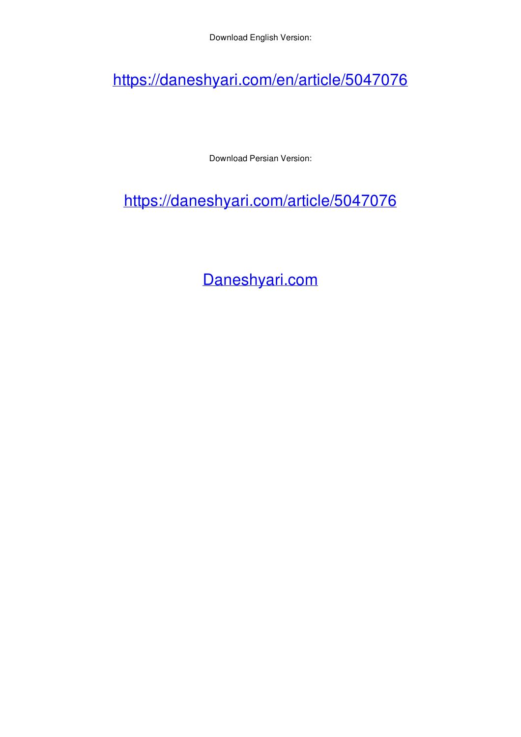Download English Version:

https://daneshyari.com/en/article/5047076

Download Persian Version:

https://daneshyari.com/article/5047076

Daneshyari.com